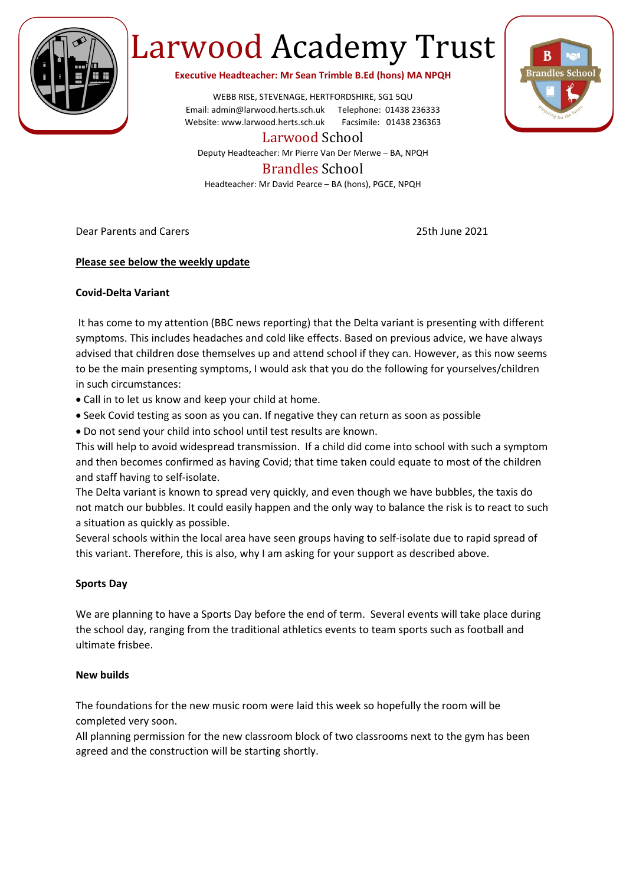# Larwood Academy Trust

**Executive Headteacher: Mr Sean Trimble B.Ed (hons) MA NPQH**

WEBB RISE, STEVENAGE, HERTFORDSHIRE, SG1 5QU
Email: admin@larwood.herts.sch.uk Telephone: 01438 236333
Website: www.larwood.herts.sch.uk Facsimile: 01438 236363

## Larwood School

Deputy Headteacher: Mr Pierre Van Der Merwe – BA, NPQH

## Brandles School

Headteacher: Mr David Pearce – BA (hons), PGCE, NPQH

Dear Parents and Carers

25th June 2021

**Please see below the weekly update**

**Covid-Delta Variant**

It has come to my attention (BBC news reporting) that the Delta variant is presenting with different symptoms. This includes headaches and cold like effects. Based on previous advice, we have always advised that children dose themselves up and attend school if they can. However, as this now seems to be the main presenting symptoms, I would ask that you do the following for yourselves/children in such circumstances:

- Call in to let us know and keep your child at home.
- Seek Covid testing as soon as you can. If negative they can return as soon as possible
- Do not send your child into school until test results are known.

This will help to avoid widespread transmission. If a child did come into school with such a symptom and then becomes confirmed as having Covid; that time taken could equate to most of the children and staff having to self-isolate.

The Delta variant is known to spread very quickly, and even though we have bubbles, the taxis do not match our bubbles. It could easily happen and the only way to balance the risk is to react to such a situation as quickly as possible.

Several schools within the local area have seen groups having to self-isolate due to rapid spread of this variant. Therefore, this is also, why I am asking for your support as described above.

**Sports Day**

We are planning to have a Sports Day before the end of term. Several events will take place during the school day, ranging from the traditional athletics events to team sports such as football and ultimate frisbee.

**New builds**

The foundations for the new music room were laid this week so hopefully the room will be completed very soon.

All planning permission for the new classroom block of two classrooms next to the gym has been agreed and the construction will be starting shortly.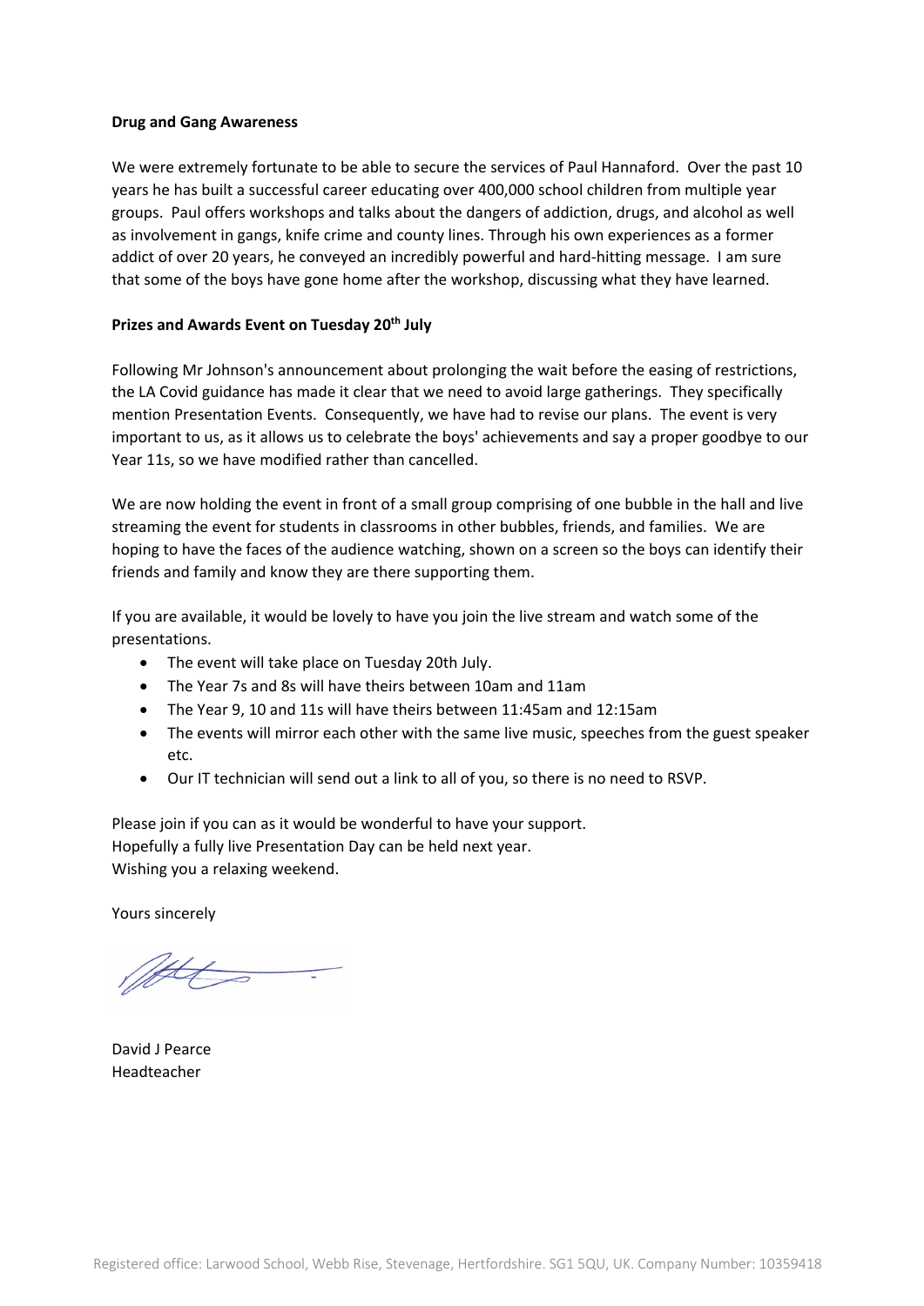**Drug and Gang Awareness**

We were extremely fortunate to be able to secure the services of Paul Hannaford. Over the past 10 years he has built a successful career educating over 400,000 school children from multiple year groups. Paul offers workshops and talks about the dangers of addiction, drugs, and alcohol as well as involvement in gangs, knife crime and county lines. Through his own experiences as a former addict of over 20 years, he conveyed an incredibly powerful and hard-hitting message. I am sure that some of the boys have gone home after the workshop, discussing what they have learned.

**Prizes and Awards Event on Tuesday 20th July**

Following Mr Johnson's announcement about prolonging the wait before the easing of restrictions, the LA Covid guidance has made it clear that we need to avoid large gatherings. They specifically mention Presentation Events. Consequently, we have had to revise our plans. The event is very important to us, as it allows us to celebrate the boys' achievements and say a proper goodbye to our Year 11s, so we have modified rather than cancelled.

We are now holding the event in front of a small group comprising of one bubble in the hall and live streaming the event for students in classrooms in other bubbles, friends, and families. We are hoping to have the faces of the audience watching, shown on a screen so the boys can identify their friends and family and know they are there supporting them.

If you are available, it would be lovely to have you join the live stream and watch some of the presentations.

- The event will take place on Tuesday 20th July.
- The Year 7s and 8s will have theirs between 10am and 11am
- The Year 9, 10 and 11s will have theirs between 11:45am and 12:15am
- The events will mirror each other with the same live music, speeches from the guest speaker etc.
- Our IT technician will send out a link to all of you, so there is no need to RSVP.

Please join if you can as it would be wonderful to have your support.
Hopefully a fully live Presentation Day can be held next year.
Wishing you a relaxing weekend.

Yours sincerely

David J Pearce
Headteacher

Registered office: Larwood School, Webb Rise, Stevenage, Hertfordshire. SG1 5QU, UK. Company Number: 10359418